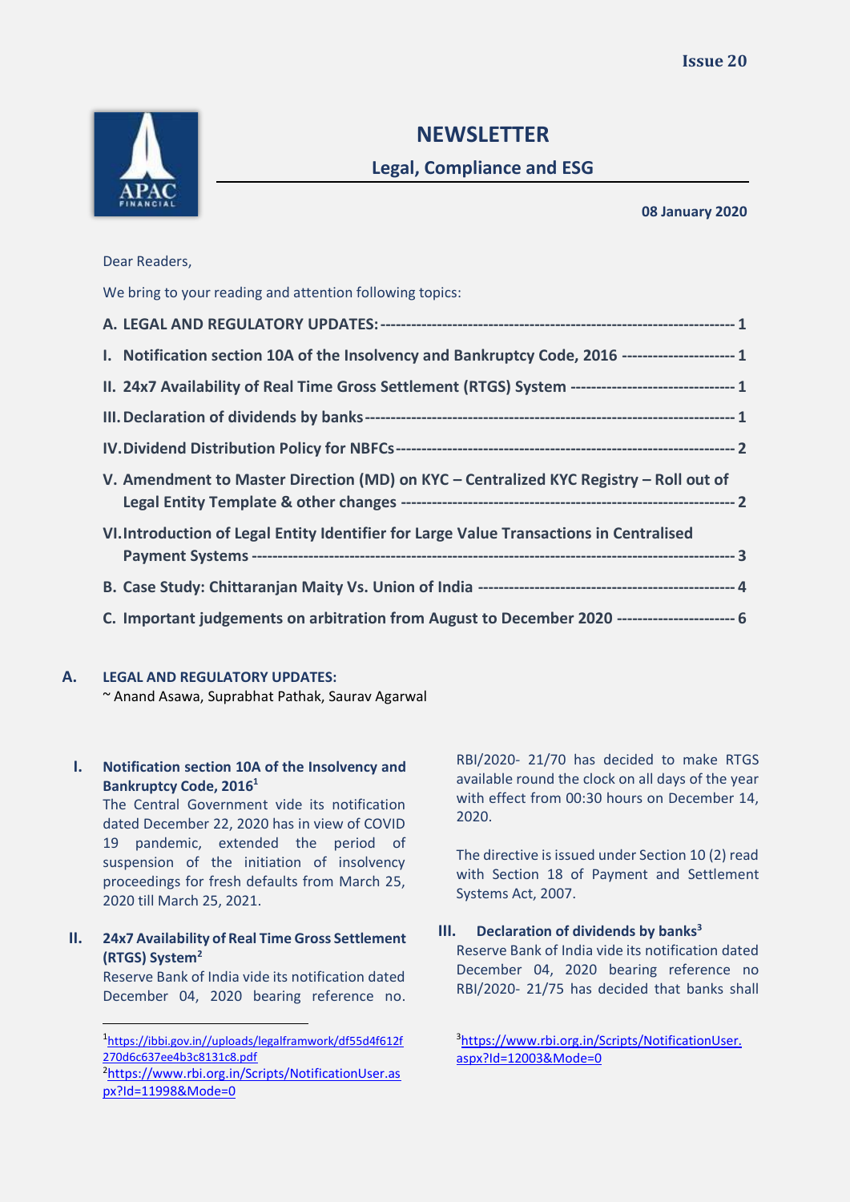# NEWSLETTER

## Legal, Compliance and ESG

**08 January 2020**

Dear Readers,

We bring to your reading and attention following topics:

**A. LEGAL AND REGULATORY UPDATES:** ------------------------------------------------------------------- 1

**I. Notification section 10A of the Insolvency and Bankruptcy Code, 2016** --------------------- 1

**II. 24x7 Availability of Real Time Gross Settlement (RTGS) System** ------------------------------- 1

**III. Declaration of dividends by banks** -------------------------------------------------------------------- 1

**IV. Dividend Distribution Policy for NBFCs** --------------------------------------------------------------- 2

**V. Amendment to Master Direction (MD) on KYC – Centralized KYC Registry – Roll out of Legal Entity Template & other changes** --------------------------------------------------------------- 2

**VI. Introduction of Legal Entity Identifier for Large Value Transactions in Centralised Payment Systems** ------------------------------------------------------------------------------------- 3

**B. Case Study: Chittaranjan Maity Vs. Union of India** ------------------------------------------------ 4

**C. Important judgements on arbitration from August to December 2020** ---------------------- 6

## A. LEGAL AND REGULATORY UPDATES:

~ Anand Asawa, Suprabhat Pathak, Saurav Agarwal

### I. Notification section 10A of the Insolvency and Bankruptcy Code, 2016[1]

The Central Government vide its notification dated December 22, 2020 has in view of COVID 19 pandemic, extended the period of suspension of the initiation of insolvency proceedings for fresh defaults from March 25, 2020 till March 25, 2021.

### II. 24x7 Availability of Real Time Gross Settlement (RTGS) System[2]

Reserve Bank of India vide its notification dated December 04, 2020 bearing reference no. RBI/2020- 21/70 has decided to make RTGS available round the clock on all days of the year with effect from 00:30 hours on December 14, 2020.

The directive is issued under Section 10 (2) read with Section 18 of Payment and Settlement Systems Act, 2007.

### III. Declaration of dividends by banks[3]

Reserve Bank of India vide its notification dated December 04, 2020 bearing reference no RBI/2020- 21/75 has decided that banks shall

---

[1] https://ibbi.gov.in//uploads/legalframwork/df55d4f612f270d6c637ee4b3c8131c8.pdf

[2] https://www.rbi.org.in/Scripts/NotificationUser.aspx?Id=11998&Mode=0

[3] https://www.rbi.org.in/Scripts/NotificationUser.aspx?Id=12003&Mode=0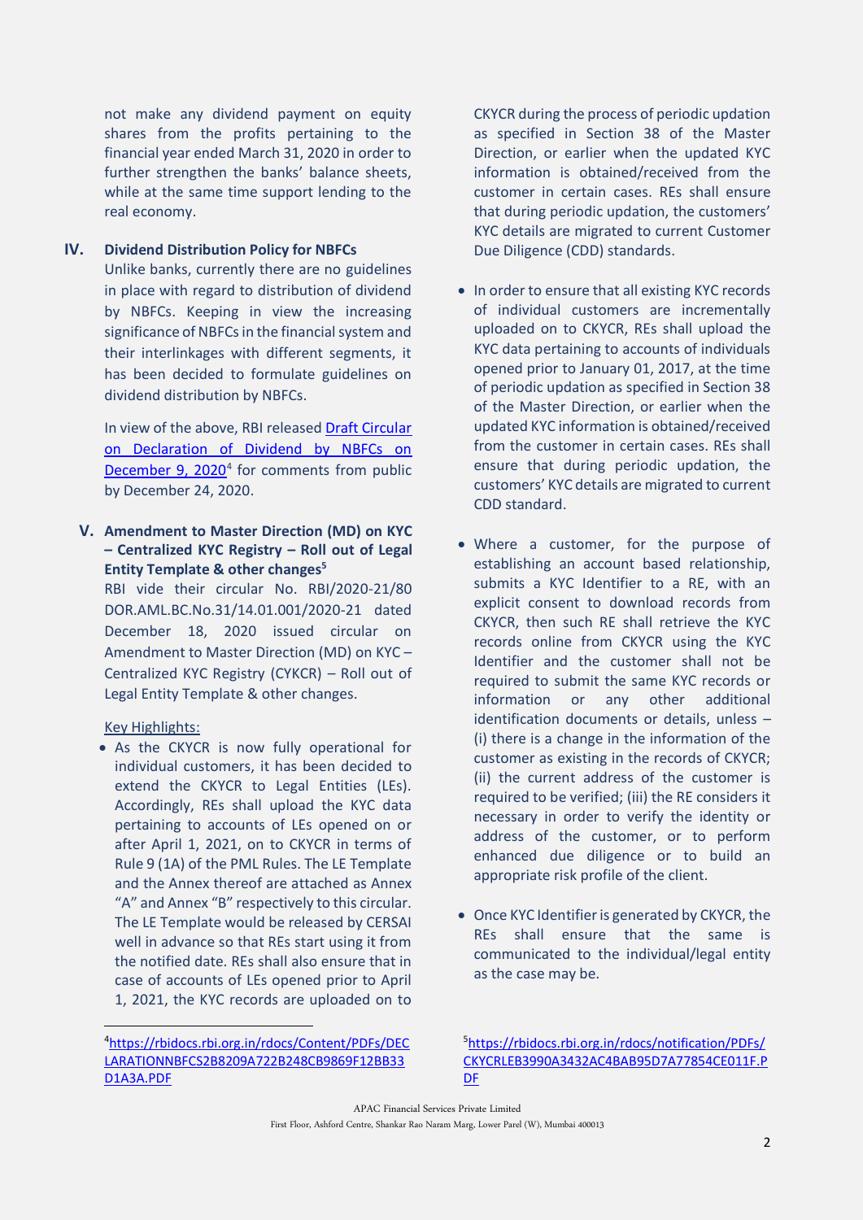not make any dividend payment on equity shares from the profits pertaining to the financial year ended March 31, 2020 in order to further strengthen the banks' balance sheets, while at the same time support lending to the real economy.

## IV. Dividend Distribution Policy for NBFCs

Unlike banks, currently there are no guidelines in place with regard to distribution of dividend by NBFCs. Keeping in view the increasing significance of NBFCs in the financial system and their interlinkages with different segments, it has been decided to formulate guidelines on dividend distribution by NBFCs.

In view of the above, RBI released Draft Circular on Declaration of Dividend by NBFCs on December 9, 2020[4] for comments from public by December 24, 2020.

## V. Amendment to Master Direction (MD) on KYC – Centralized KYC Registry – Roll out of Legal Entity Template & other changes[5]

RBI vide their circular No. RBI/2020-21/80 DOR.AML.BC.No.31/14.01.001/2020-21 dated December 18, 2020 issued circular on Amendment to Master Direction (MD) on KYC – Centralized KYC Registry (CYKCR) – Roll out of Legal Entity Template & other changes.

Key Highlights:

- As the CKYCR is now fully operational for individual customers, it has been decided to extend the CKYCR to Legal Entities (LEs). Accordingly, REs shall upload the KYC data pertaining to accounts of LEs opened on or after April 1, 2021, on to CKYCR in terms of Rule 9 (1A) of the PML Rules. The LE Template and the Annex thereof are attached as Annex "A" and Annex "B" respectively to this circular. The LE Template would be released by CERSAI well in advance so that REs start using it from the notified date. REs shall also ensure that in case of accounts of LEs opened prior to April 1, 2021, the KYC records are uploaded on to CKYCR during the process of periodic updation as specified in Section 38 of the Master Direction, or earlier when the updated KYC information is obtained/received from the customer in certain cases. REs shall ensure that during periodic updation, the customers' KYC details are migrated to current Customer Due Diligence (CDD) standards.
- In order to ensure that all existing KYC records of individual customers are incrementally uploaded on to CKYCR, REs shall upload the KYC data pertaining to accounts of individuals opened prior to January 01, 2017, at the time of periodic updation as specified in Section 38 of the Master Direction, or earlier when the updated KYC information is obtained/received from the customer in certain cases. REs shall ensure that during periodic updation, the customers' KYC details are migrated to current CDD standard.
- Where a customer, for the purpose of establishing an account based relationship, submits a KYC Identifier to a RE, with an explicit consent to download records from CKYCR, then such RE shall retrieve the KYC records online from CKYCR using the KYC Identifier and the customer shall not be required to submit the same KYC records or information or any other additional identification documents or details, unless – (i) there is a change in the information of the customer as existing in the records of CKYCR; (ii) the current address of the customer is required to be verified; (iii) the RE considers it necessary in order to verify the identity or address of the customer, or to perform enhanced due diligence or to build an appropriate risk profile of the client.
- Once KYC Identifier is generated by CKYCR, the REs shall ensure that the same is communicated to the individual/legal entity as the case may be.

---

[4] https://rbidocs.rbi.org.in/rdocs/Content/PDFs/DECLARATIONNBFCS2B8209A722B248CB9869F12BB33D1A3A.PDF

[5] https://rbidocs.rbi.org.in/rdocs/notification/PDFs/CKYCRLEB3990A3432AC4BAB95D7A77854CE011F.PDF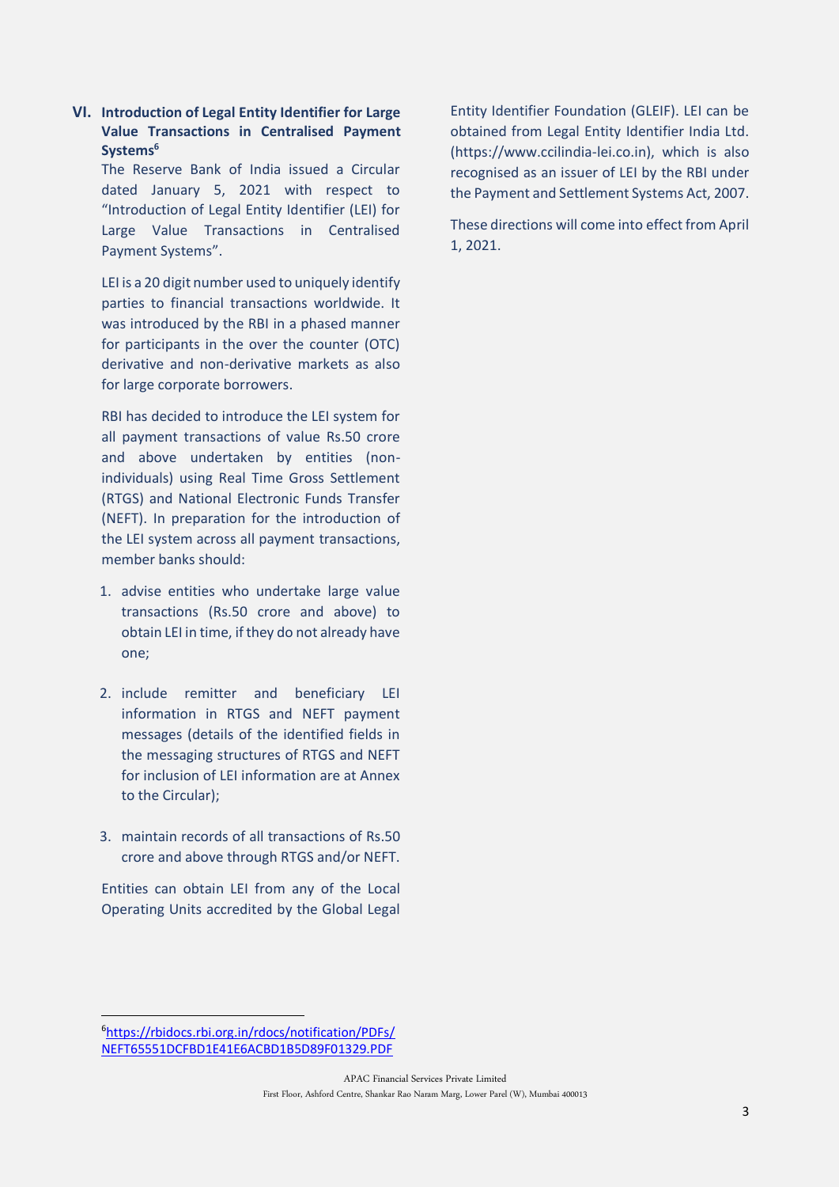## VI. Introduction of Legal Entity Identifier for Large Value Transactions in Centralised Payment Systems[6]

The Reserve Bank of India issued a Circular dated January 5, 2021 with respect to "Introduction of Legal Entity Identifier (LEI) for Large Value Transactions in Centralised Payment Systems".

LEI is a 20 digit number used to uniquely identify parties to financial transactions worldwide. It was introduced by the RBI in a phased manner for participants in the over the counter (OTC) derivative and non-derivative markets as also for large corporate borrowers.

RBI has decided to introduce the LEI system for all payment transactions of value Rs.50 crore and above undertaken by entities (non-individuals) using Real Time Gross Settlement (RTGS) and National Electronic Funds Transfer (NEFT). In preparation for the introduction of the LEI system across all payment transactions, member banks should:

1. advise entities who undertake large value transactions (Rs.50 crore and above) to obtain LEI in time, if they do not already have one;
2. include remitter and beneficiary LEI information in RTGS and NEFT payment messages (details of the identified fields in the messaging structures of RTGS and NEFT for inclusion of LEI information are at Annex to the Circular);
3. maintain records of all transactions of Rs.50 crore and above through RTGS and/or NEFT.

Entities can obtain LEI from any of the Local Operating Units accredited by the Global Legal Entity Identifier Foundation (GLEIF). LEI can be obtained from Legal Entity Identifier India Ltd. (https://www.ccilindia-lei.co.in), which is also recognised as an issuer of LEI by the RBI under the Payment and Settlement Systems Act, 2007.

These directions will come into effect from April 1, 2021.

---

[6] https://rbidocs.rbi.org.in/rdocs/notification/PDFs/NEFT65551DCFBD1E41E6ACBD1B5D89F01329.PDF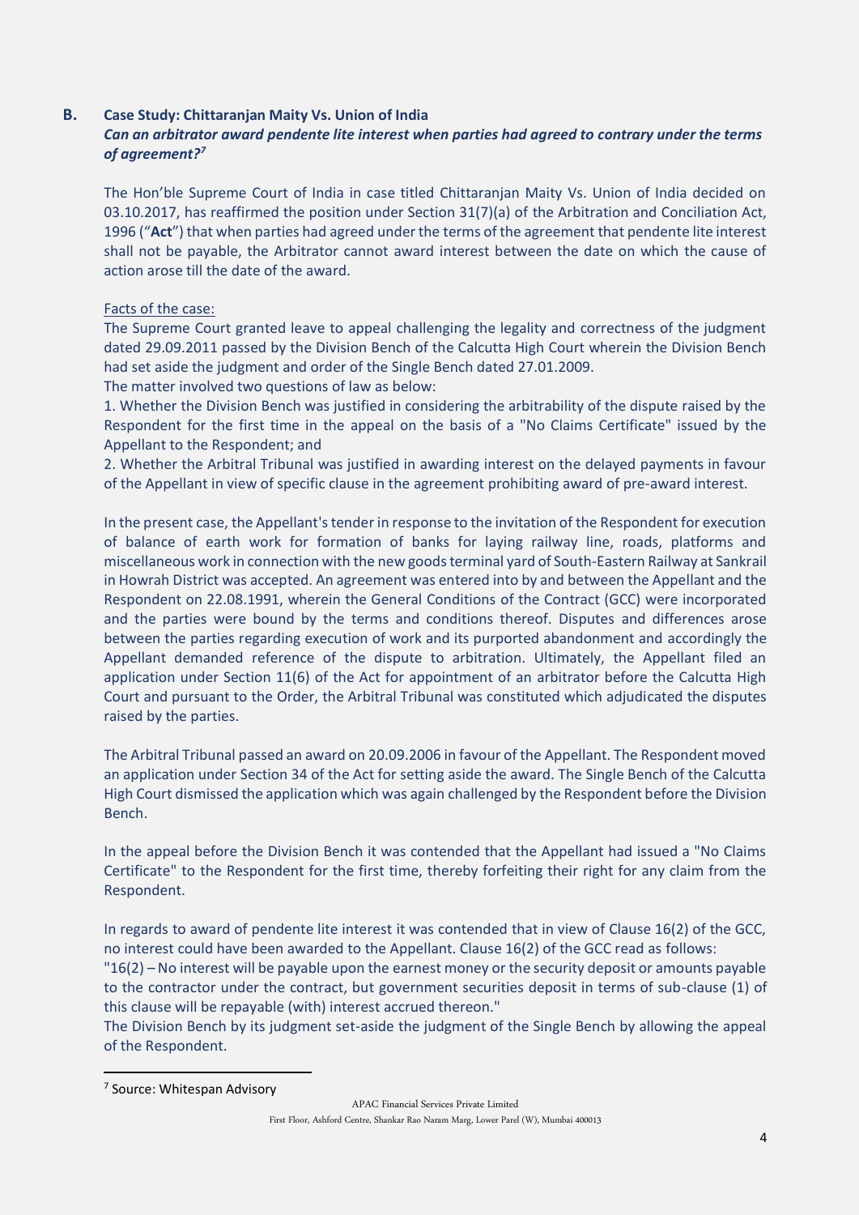## B. Case Study: Chittaranjan Maity Vs. Union of India

***Can an arbitrator award pendente lite interest when parties had agreed to contrary under the terms of agreement?***[7]

The Hon'ble Supreme Court of India in case titled Chittaranjan Maity Vs. Union of India decided on 03.10.2017, has reaffirmed the position under Section 31(7)(a) of the Arbitration and Conciliation Act, 1996 ("**Act**") that when parties had agreed under the terms of the agreement that pendente lite interest shall not be payable, the Arbitrator cannot award interest between the date on which the cause of action arose till the date of the award.

Facts of the case:

The Supreme Court granted leave to appeal challenging the legality and correctness of the judgment dated 29.09.2011 passed by the Division Bench of the Calcutta High Court wherein the Division Bench had set aside the judgment and order of the Single Bench dated 27.01.2009.

The matter involved two questions of law as below:

1. Whether the Division Bench was justified in considering the arbitrability of the dispute raised by the Respondent for the first time in the appeal on the basis of a "No Claims Certificate" issued by the Appellant to the Respondent; and
2. Whether the Arbitral Tribunal was justified in awarding interest on the delayed payments in favour of the Appellant in view of specific clause in the agreement prohibiting award of pre-award interest.

In the present case, the Appellant's tender in response to the invitation of the Respondent for execution of balance of earth work for formation of banks for laying railway line, roads, platforms and miscellaneous work in connection with the new goods terminal yard of South-Eastern Railway at Sankrail in Howrah District was accepted. An agreement was entered into by and between the Appellant and the Respondent on 22.08.1991, wherein the General Conditions of the Contract (GCC) were incorporated and the parties were bound by the terms and conditions thereof. Disputes and differences arose between the parties regarding execution of work and its purported abandonment and accordingly the Appellant demanded reference of the dispute to arbitration. Ultimately, the Appellant filed an application under Section 11(6) of the Act for appointment of an arbitrator before the Calcutta High Court and pursuant to the Order, the Arbitral Tribunal was constituted which adjudicated the disputes raised by the parties.

The Arbitral Tribunal passed an award on 20.09.2006 in favour of the Appellant. The Respondent moved an application under Section 34 of the Act for setting aside the award. The Single Bench of the Calcutta High Court dismissed the application which was again challenged by the Respondent before the Division Bench.

In the appeal before the Division Bench it was contended that the Appellant had issued a "No Claims Certificate" to the Respondent for the first time, thereby forfeiting their right for any claim from the Respondent.

In regards to award of pendente lite interest it was contended that in view of Clause 16(2) of the GCC, no interest could have been awarded to the Appellant. Clause 16(2) of the GCC read as follows:

"16(2) – No interest will be payable upon the earnest money or the security deposit or amounts payable to the contractor under the contract, but government securities deposit in terms of sub-clause (1) of this clause will be repayable (with) interest accrued thereon."

The Division Bench by its judgment set-aside the judgment of the Single Bench by allowing the appeal of the Respondent.

---

[7] Source: Whitespan Advisory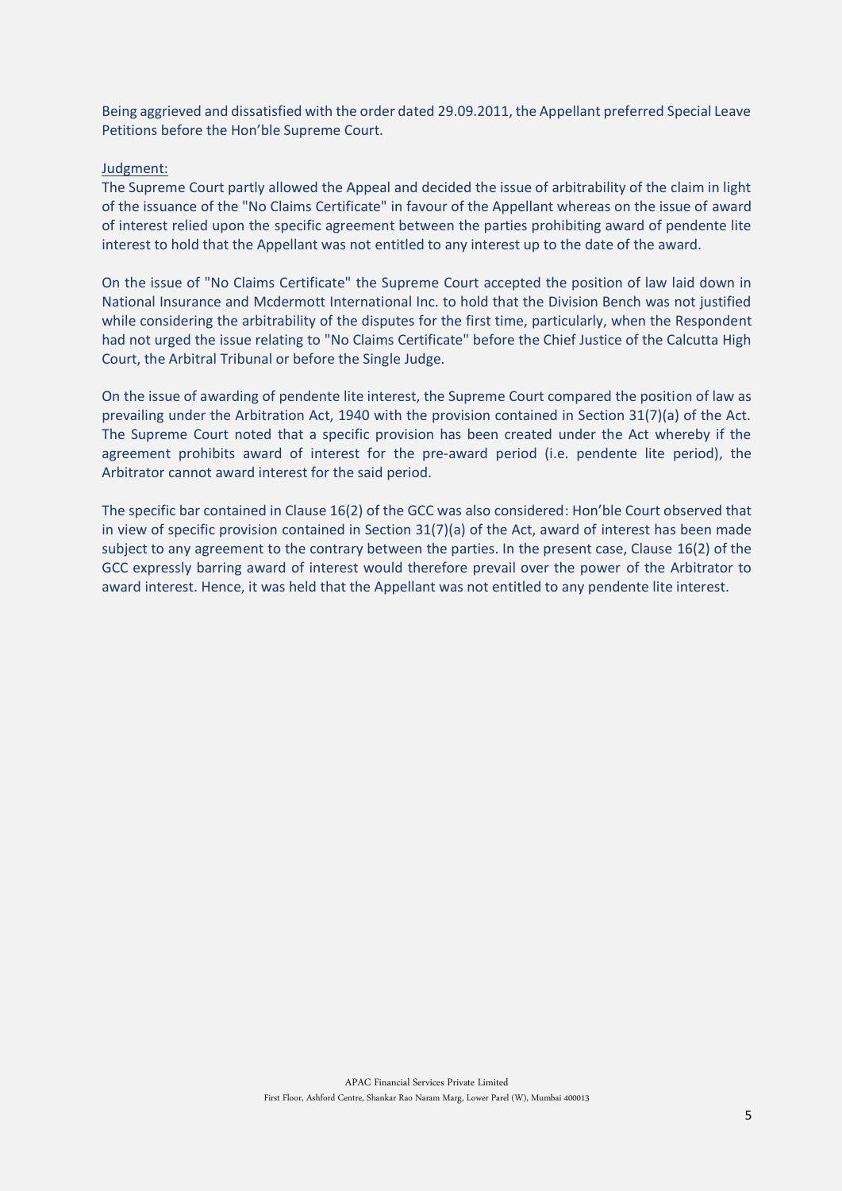Being aggrieved and dissatisfied with the order dated 29.09.2011, the Appellant preferred Special Leave Petitions before the Hon'ble Supreme Court.

Judgment:

The Supreme Court partly allowed the Appeal and decided the issue of arbitrability of the claim in light of the issuance of the "No Claims Certificate" in favour of the Appellant whereas on the issue of award of interest relied upon the specific agreement between the parties prohibiting award of pendente lite interest to hold that the Appellant was not entitled to any interest up to the date of the award.

On the issue of "No Claims Certificate" the Supreme Court accepted the position of law laid down in National Insurance and Mcdermott International Inc. to hold that the Division Bench was not justified while considering the arbitrability of the disputes for the first time, particularly, when the Respondent had not urged the issue relating to "No Claims Certificate" before the Chief Justice of the Calcutta High Court, the Arbitral Tribunal or before the Single Judge.

On the issue of awarding of pendente lite interest, the Supreme Court compared the position of law as prevailing under the Arbitration Act, 1940 with the provision contained in Section 31(7)(a) of the Act. The Supreme Court noted that a specific provision has been created under the Act whereby if the agreement prohibits award of interest for the pre-award period (i.e. pendente lite period), the Arbitrator cannot award interest for the said period.

The specific bar contained in Clause 16(2) of the GCC was also considered: Hon'ble Court observed that in view of specific provision contained in Section 31(7)(a) of the Act, award of interest has been made subject to any agreement to the contrary between the parties. In the present case, Clause 16(2) of the GCC expressly barring award of interest would therefore prevail over the power of the Arbitrator to award interest. Hence, it was held that the Appellant was not entitled to any pendente lite interest.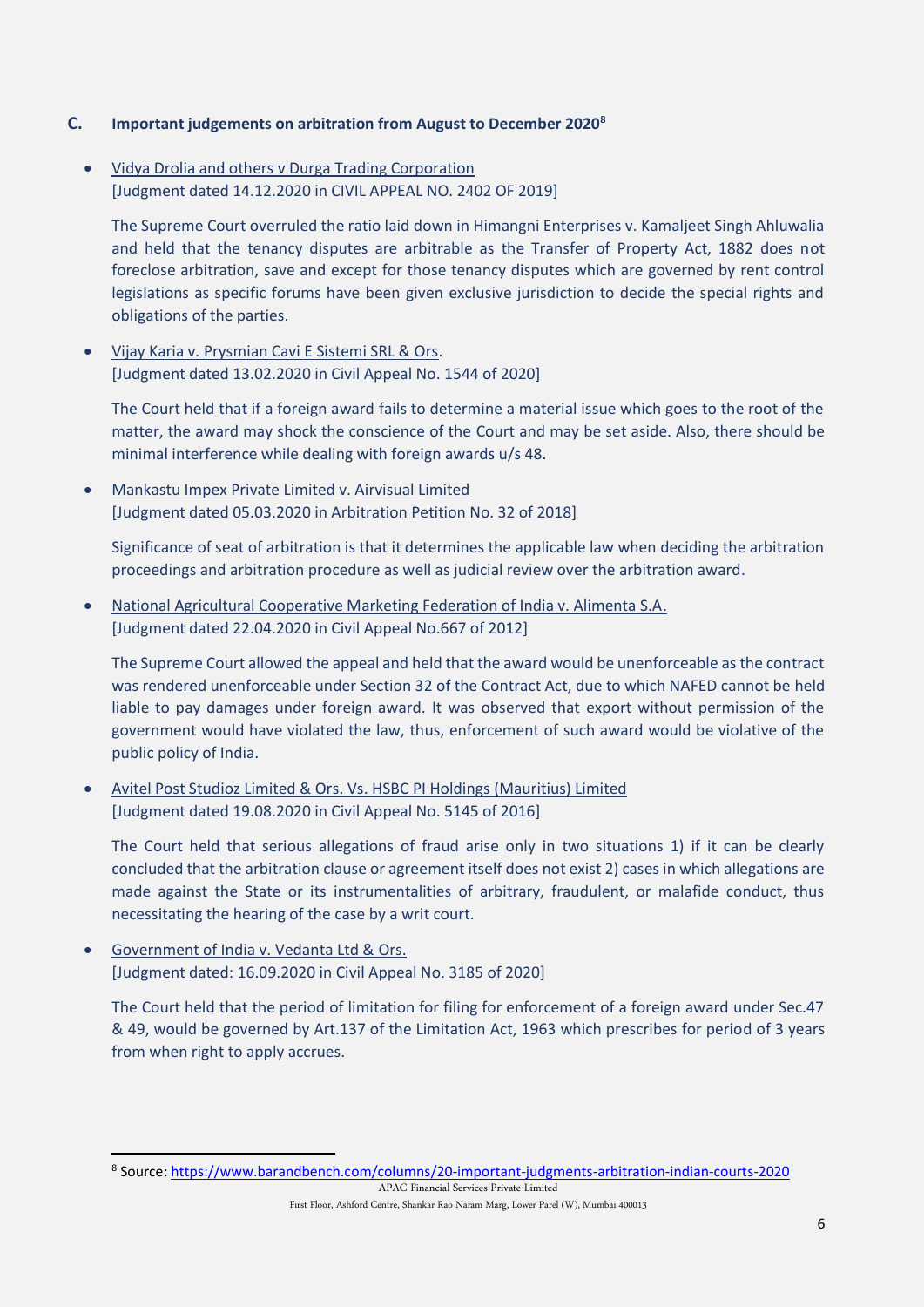## C. Important judgements on arbitration from August to December 2020[8]

- Vidya Drolia and others v Durga Trading Corporation
  [Judgment dated 14.12.2020 in CIVIL APPEAL NO. 2402 OF 2019]

  The Supreme Court overruled the ratio laid down in Himangni Enterprises v. Kamaljeet Singh Ahluwalia and held that the tenancy disputes are arbitrable as the Transfer of Property Act, 1882 does not foreclose arbitration, save and except for those tenancy disputes which are governed by rent control legislations as specific forums have been given exclusive jurisdiction to decide the special rights and obligations of the parties.

- Vijay Karia v. Prysmian Cavi E Sistemi SRL & Ors.
  [Judgment dated 13.02.2020 in Civil Appeal No. 1544 of 2020]

  The Court held that if a foreign award fails to determine a material issue which goes to the root of the matter, the award may shock the conscience of the Court and may be set aside. Also, there should be minimal interference while dealing with foreign awards u/s 48.

- Mankastu Impex Private Limited v. Airvisual Limited
  [Judgment dated 05.03.2020 in Arbitration Petition No. 32 of 2018]

  Significance of seat of arbitration is that it determines the applicable law when deciding the arbitration proceedings and arbitration procedure as well as judicial review over the arbitration award.

- National Agricultural Cooperative Marketing Federation of India v. Alimenta S.A.
  [Judgment dated 22.04.2020 in Civil Appeal No.667 of 2012]

  The Supreme Court allowed the appeal and held that the award would be unenforceable as the contract was rendered unenforceable under Section 32 of the Contract Act, due to which NAFED cannot be held liable to pay damages under foreign award. It was observed that export without permission of the government would have violated the law, thus, enforcement of such award would be violative of the public policy of India.

- Avitel Post Studioz Limited & Ors. Vs. HSBC PI Holdings (Mauritius) Limited
  [Judgment dated 19.08.2020 in Civil Appeal No. 5145 of 2016]

  The Court held that serious allegations of fraud arise only in two situations 1) if it can be clearly concluded that the arbitration clause or agreement itself does not exist 2) cases in which allegations are made against the State or its instrumentalities of arbitrary, fraudulent, or malafide conduct, thus necessitating the hearing of the case by a writ court.

- Government of India v. Vedanta Ltd & Ors.
  [Judgment dated: 16.09.2020 in Civil Appeal No. 3185 of 2020]

  The Court held that the period of limitation for filing for enforcement of a foreign award under Sec.47 & 49, would be governed by Art.137 of the Limitation Act, 1963 which prescribes for period of 3 years from when right to apply accrues.

---

[8] Source: https://www.barandbench.com/columns/20-important-judgments-arbitration-indian-courts-2020